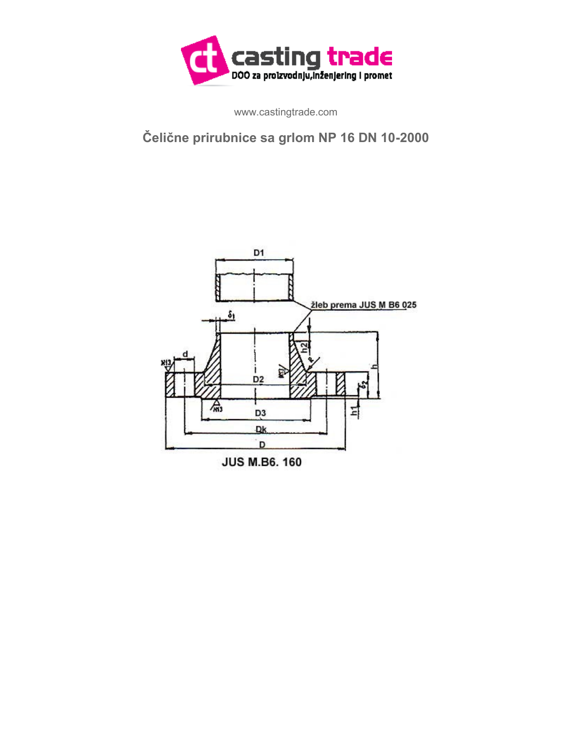www.castingtrade.com

## Čelične prirubnice sa grlom NP 16 DN 10-2000

JUS M.B6. 160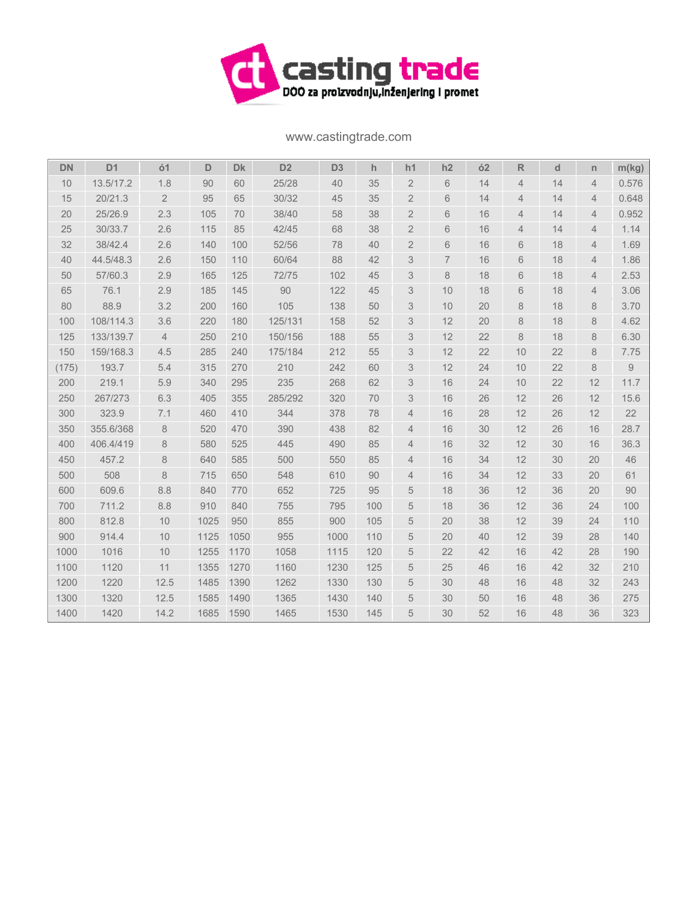casting trade

DOO za proizvodnju,inženjering i promet

www.castingtrade.com

| DN | D1 | ó1 | D | Dk | D2 | D3 | h | h1 | h2 | ó2 | R | d | n | m(kg) |
|---|---|---|---|---|---|---|---|---|---|---|---|---|---|---|
| 10 | 13.5/17.2 | 1.8 | 90 | 60 | 25/28 | 40 | 35 | 2 | 6 | 14 | 4 | 14 | 4 | 0.576 |
| 15 | 20/21.3 | 2 | 95 | 65 | 30/32 | 45 | 35 | 2 | 6 | 14 | 4 | 14 | 4 | 0.648 |
| 20 | 25/26.9 | 2.3 | 105 | 70 | 38/40 | 58 | 38 | 2 | 6 | 16 | 4 | 14 | 4 | 0.952 |
| 25 | 30/33.7 | 2.6 | 115 | 85 | 42/45 | 68 | 38 | 2 | 6 | 16 | 4 | 14 | 4 | 1.14 |
| 32 | 38/42.4 | 2.6 | 140 | 100 | 52/56 | 78 | 40 | 2 | 6 | 16 | 6 | 18 | 4 | 1.69 |
| 40 | 44.5/48.3 | 2.6 | 150 | 110 | 60/64 | 88 | 42 | 3 | 7 | 16 | 6 | 18 | 4 | 1.86 |
| 50 | 57/60.3 | 2.9 | 165 | 125 | 72/75 | 102 | 45 | 3 | 8 | 18 | 6 | 18 | 4 | 2.53 |
| 65 | 76.1 | 2.9 | 185 | 145 | 90 | 122 | 45 | 3 | 10 | 18 | 6 | 18 | 4 | 3.06 |
| 80 | 88.9 | 3.2 | 200 | 160 | 105 | 138 | 50 | 3 | 10 | 20 | 8 | 18 | 8 | 3.70 |
| 100 | 108/114.3 | 3.6 | 220 | 180 | 125/131 | 158 | 52 | 3 | 12 | 20 | 8 | 18 | 8 | 4.62 |
| 125 | 133/139.7 | 4 | 250 | 210 | 150/156 | 188 | 55 | 3 | 12 | 22 | 8 | 18 | 8 | 6.30 |
| 150 | 159/168.3 | 4.5 | 285 | 240 | 175/184 | 212 | 55 | 3 | 12 | 22 | 10 | 22 | 8 | 7.75 |
| (175) | 193.7 | 5.4 | 315 | 270 | 210 | 242 | 60 | 3 | 12 | 24 | 10 | 22 | 8 | 9 |
| 200 | 219.1 | 5.9 | 340 | 295 | 235 | 268 | 62 | 3 | 16 | 24 | 10 | 22 | 12 | 11.7 |
| 250 | 267/273 | 6.3 | 405 | 355 | 285/292 | 320 | 70 | 3 | 16 | 26 | 12 | 26 | 12 | 15.6 |
| 300 | 323.9 | 7.1 | 460 | 410 | 344 | 378 | 78 | 4 | 16 | 28 | 12 | 26 | 12 | 22 |
| 350 | 355.6/368 | 8 | 520 | 470 | 390 | 438 | 82 | 4 | 16 | 30 | 12 | 26 | 16 | 28.7 |
| 400 | 406.4/419 | 8 | 580 | 525 | 445 | 490 | 85 | 4 | 16 | 32 | 12 | 30 | 16 | 36.3 |
| 450 | 457.2 | 8 | 640 | 585 | 500 | 550 | 85 | 4 | 16 | 34 | 12 | 30 | 20 | 46 |
| 500 | 508 | 8 | 715 | 650 | 548 | 610 | 90 | 4 | 16 | 34 | 12 | 33 | 20 | 61 |
| 600 | 609.6 | 8.8 | 840 | 770 | 652 | 725 | 95 | 5 | 18 | 36 | 12 | 36 | 20 | 90 |
| 700 | 711.2 | 8.8 | 910 | 840 | 755 | 795 | 100 | 5 | 18 | 36 | 12 | 36 | 24 | 100 |
| 800 | 812.8 | 10 | 1025 | 950 | 855 | 900 | 105 | 5 | 20 | 38 | 12 | 39 | 24 | 110 |
| 900 | 914.4 | 10 | 1125 | 1050 | 955 | 1000 | 110 | 5 | 20 | 40 | 12 | 39 | 28 | 140 |
| 1000 | 1016 | 10 | 1255 | 1170 | 1058 | 1115 | 120 | 5 | 22 | 42 | 16 | 42 | 28 | 190 |
| 1100 | 1120 | 11 | 1355 | 1270 | 1160 | 1230 | 125 | 5 | 25 | 46 | 16 | 42 | 32 | 210 |
| 1200 | 1220 | 12.5 | 1485 | 1390 | 1262 | 1330 | 130 | 5 | 30 | 48 | 16 | 48 | 32 | 243 |
| 1300 | 1320 | 12.5 | 1585 | 1490 | 1365 | 1430 | 140 | 5 | 30 | 50 | 16 | 48 | 36 | 275 |
| 1400 | 1420 | 14.2 | 1685 | 1590 | 1465 | 1530 | 145 | 5 | 30 | 52 | 16 | 48 | 36 | 323 |